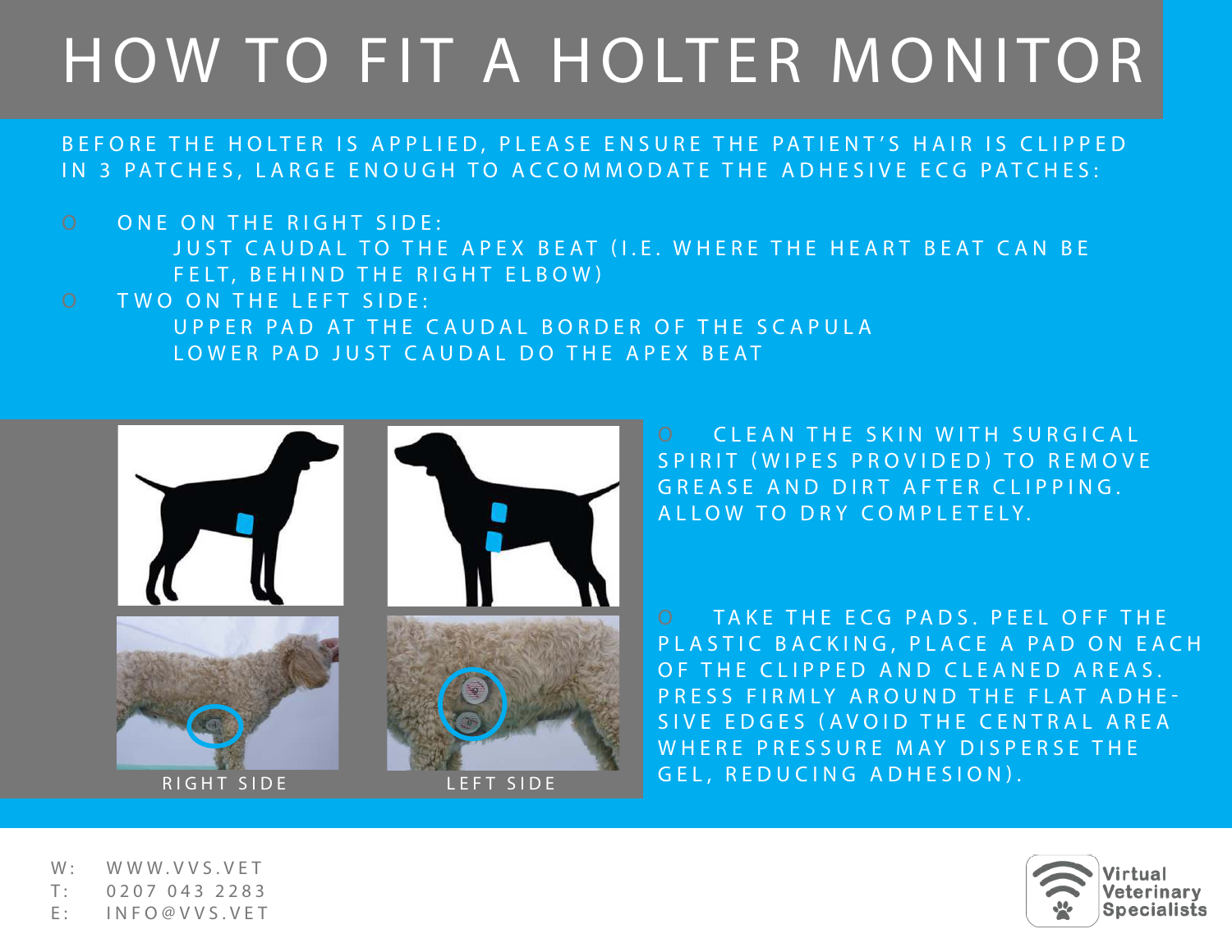# HOW TO FIT A HOLTER MONITOR

BEFORE THE HOLTER IS APPLIED, PLEASE ENSURE THE PATIENT'S HAIR IS CLIPPED IN 3 PATCHES, LARGE ENOUGH TO ACCOMMODATE THE ADHESIVE ECG PATCHES:

- ONE ON THE RIGHT SIDE:
  - JUST CAUDAL TO THE APEX BEAT (I.E. WHERE THE HEART BEAT CAN BE FELT, BEHIND THE RIGHT ELBOW)
- TWO ON THE LEFT SIDE:
  - UPPER PAD AT THE CAUDAL BORDER OF THE SCAPULA
  - LOWER PAD JUST CAUDAL DO THE APEX BEAT

RIGHT SIDE

LEFT SIDE

- CLEAN THE SKIN WITH SURGICAL SPIRIT (WIPES PROVIDED) TO REMOVE GREASE AND DIRT AFTER CLIPPING. ALLOW TO DRY COMPLETELY.

- TAKE THE ECG PADS. PEEL OFF THE PLASTIC BACKING, PLACE A PAD ON EACH OF THE CLIPPED AND CLEANED AREAS. PRESS FIRMLY AROUND THE FLAT ADHESIVE EDGES (AVOID THE CENTRAL AREA WHERE PRESSURE MAY DISPERSE THE GEL, REDUCING ADHESION).

W: WWW.VVS.VET
T: 0207 043 2283
E: INFO@VVS.VET

Virtual Veterinary Specialists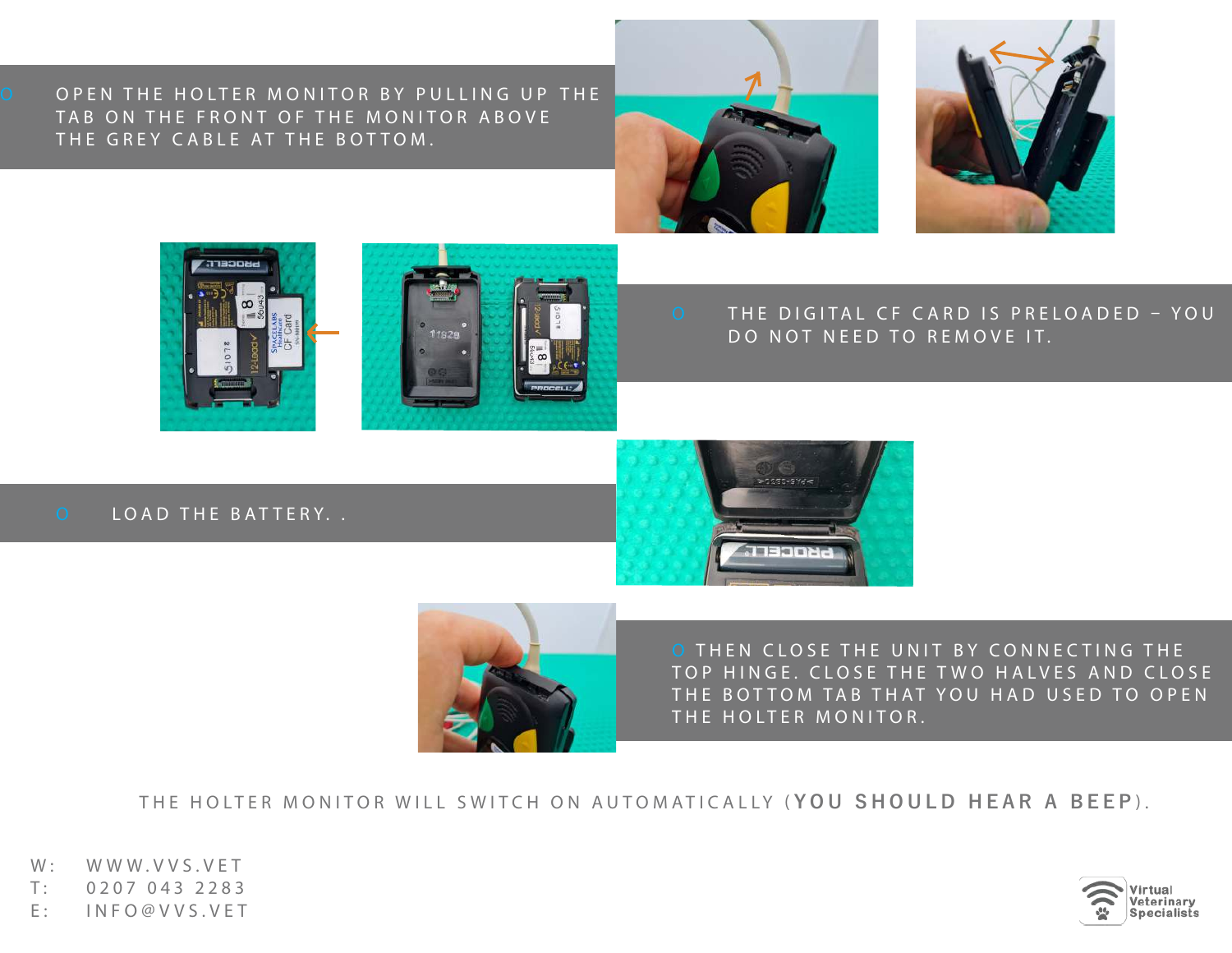- OPEN THE HOLTER MONITOR BY PULLING UP THE TAB ON THE FRONT OF THE MONITOR ABOVE THE GREY CABLE AT THE BOTTOM.

- THE DIGITAL CF CARD IS PRELOADED – YOU DO NOT NEED TO REMOVE IT.

- LOAD THE BATTERY. .

- THEN CLOSE THE UNIT BY CONNECTING THE TOP HINGE. CLOSE THE TWO HALVES AND CLOSE THE BOTTOM TAB THAT YOU HAD USED TO OPEN THE HOLTER MONITOR.

THE HOLTER MONITOR WILL SWITCH ON AUTOMATICALLY (**YOU SHOULD HEAR A BEEP**).

W: WWW.VVS.VET
T: 0207 043 2283
E: INFO@VVS.VET

Virtual Veterinary Specialists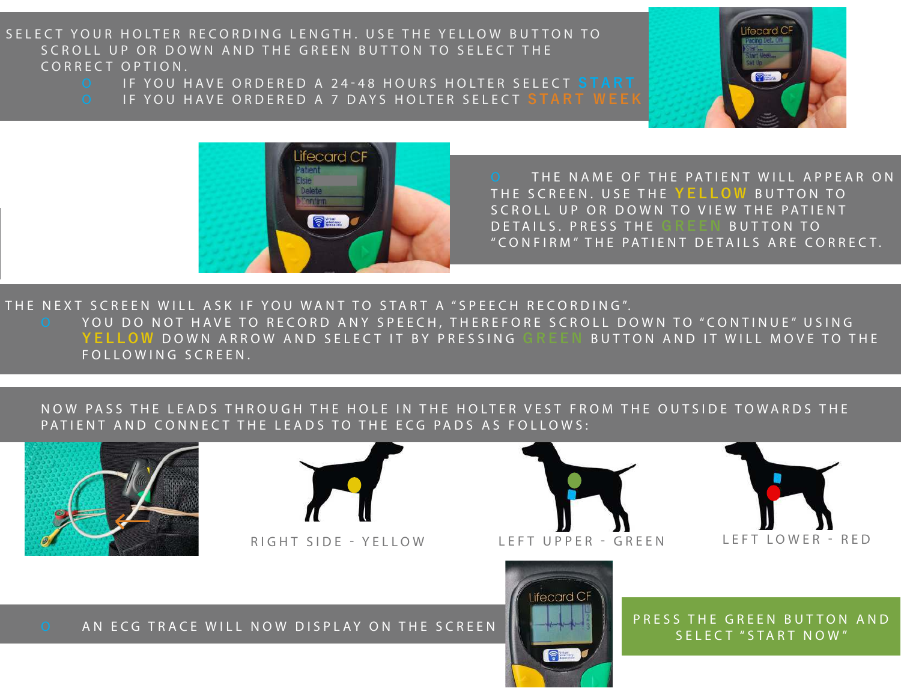SELECT YOUR HOLTER RECORDING LENGTH. USE THE YELLOW BUTTON TO SCROLL UP OR DOWN AND THE GREEN BUTTON TO SELECT THE CORRECT OPTION.

- IF YOU HAVE ORDERED A 24-48 HOURS HOLTER SELECT START
- IF YOU HAVE ORDERED A 7 DAYS HOLTER SELECT START WEEK

- THE NAME OF THE PATIENT WILL APPEAR ON THE SCREEN. USE THE YELLOW BUTTON TO SCROLL UP OR DOWN TO VIEW THE PATIENT DETAILS. PRESS THE GREEN BUTTON TO "CONFIRM" THE PATIENT DETAILS ARE CORRECT.

THE NEXT SCREEN WILL ASK IF YOU WANT TO START A "SPEECH RECORDING".

- YOU DO NOT HAVE TO RECORD ANY SPEECH, THEREFORE SCROLL DOWN TO "CONTINUE" USING YELLOW DOWN ARROW AND SELECT IT BY PRESSING GREEN BUTTON AND IT WILL MOVE TO THE FOLLOWING SCREEN.

NOW PASS THE LEADS THROUGH THE HOLE IN THE HOLTER VEST FROM THE OUTSIDE TOWARDS THE PATIENT AND CONNECT THE LEADS TO THE ECG PADS AS FOLLOWS:

RIGHT SIDE - YELLOW

LEFT UPPER - GREEN

LEFT LOWER - RED

- AN ECG TRACE WILL NOW DISPLAY ON THE SCREEN

PRESS THE GREEN BUTTON AND SELECT "START NOW"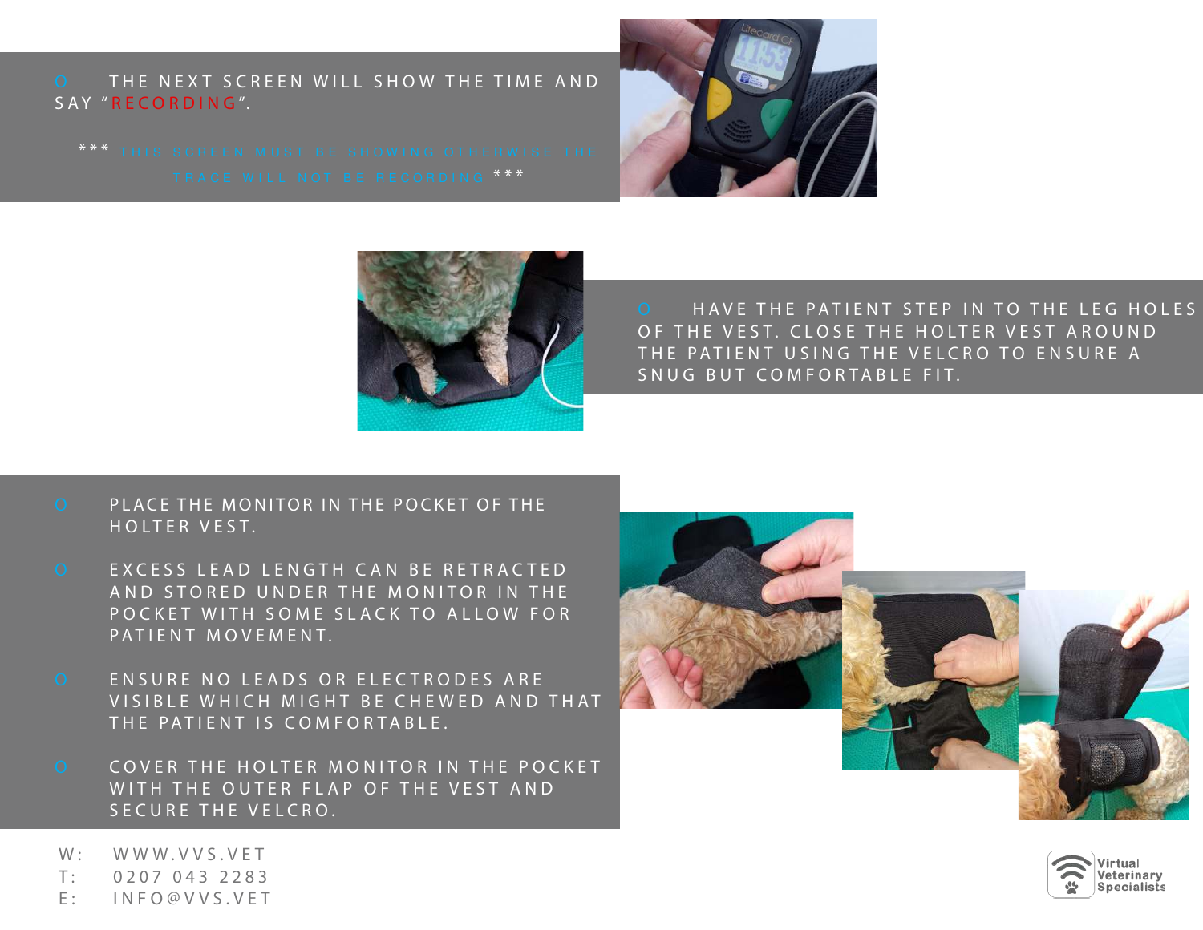- THE NEXT SCREEN WILL SHOW THE TIME AND SAY "RECORDING".

  *** THIS SCREEN MUST BE SHOWING OTHERWISE THE TRACE WILL NOT BE RECORDING ***

- HAVE THE PATIENT STEP IN TO THE LEG HOLES OF THE VEST. CLOSE THE HOLTER VEST AROUND THE PATIENT USING THE VELCRO TO ENSURE A SNUG BUT COMFORTABLE FIT.

- PLACE THE MONITOR IN THE POCKET OF THE HOLTER VEST.

- EXCESS LEAD LENGTH CAN BE RETRACTED AND STORED UNDER THE MONITOR IN THE POCKET WITH SOME SLACK TO ALLOW FOR PATIENT MOVEMENT.

- ENSURE NO LEADS OR ELECTRODES ARE VISIBLE WHICH MIGHT BE CHEWED AND THAT THE PATIENT IS COMFORTABLE.

- COVER THE HOLTER MONITOR IN THE POCKET WITH THE OUTER FLAP OF THE VEST AND SECURE THE VELCRO.

W: WWW.VVS.VET
T: 0207 043 2283
E: INFO@VVS.VET

Virtual Veterinary Specialists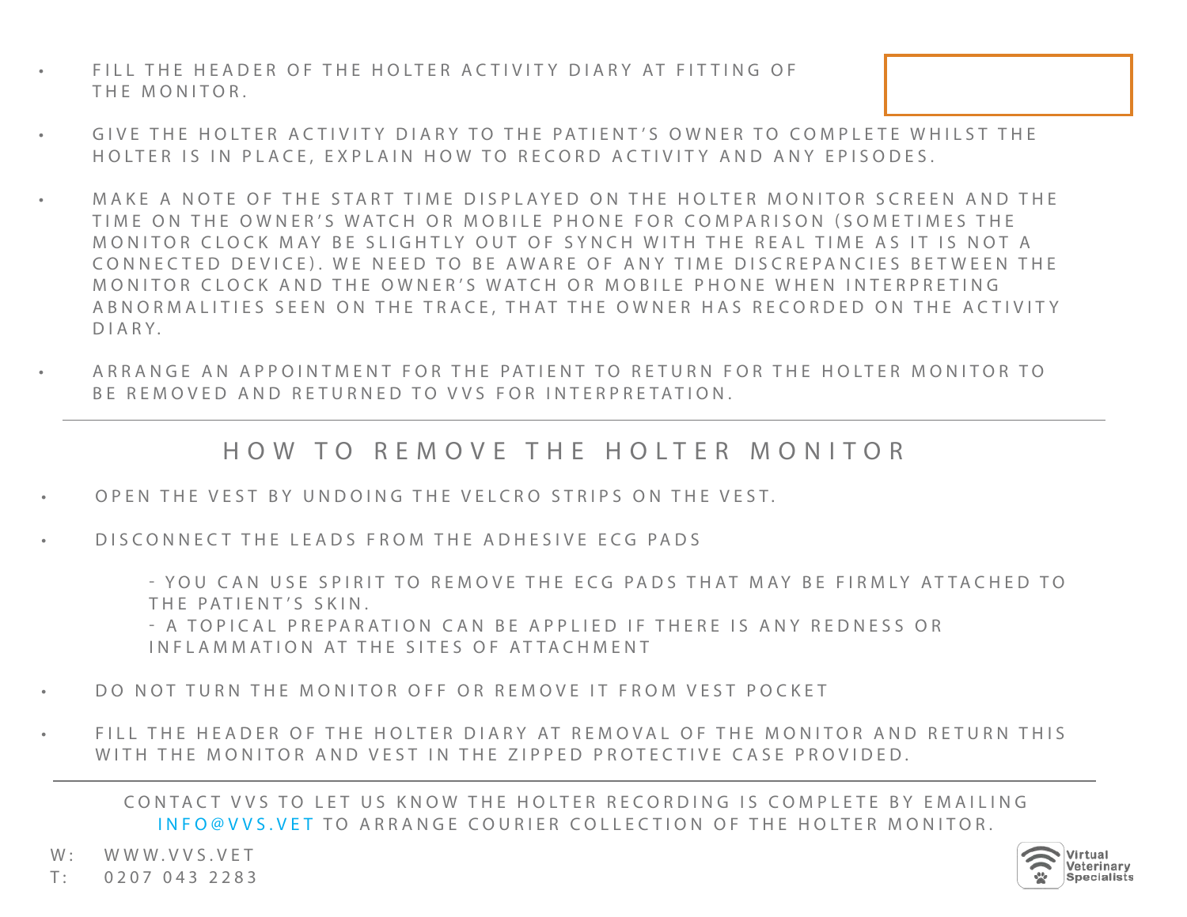- FILL THE HEADER OF THE HOLTER ACTIVITY DIARY AT FITTING OF THE MONITOR.
- GIVE THE HOLTER ACTIVITY DIARY TO THE PATIENT'S OWNER TO COMPLETE WHILST THE HOLTER IS IN PLACE, EXPLAIN HOW TO RECORD ACTIVITY AND ANY EPISODES.
- MAKE A NOTE OF THE START TIME DISPLAYED ON THE HOLTER MONITOR SCREEN AND THE TIME ON THE OWNER'S WATCH OR MOBILE PHONE FOR COMPARISON (SOMETIMES THE MONITOR CLOCK MAY BE SLIGHTLY OUT OF SYNCH WITH THE REAL TIME AS IT IS NOT A CONNECTED DEVICE). WE NEED TO BE AWARE OF ANY TIME DISCREPANCIES BETWEEN THE MONITOR CLOCK AND THE OWNER'S WATCH OR MOBILE PHONE WHEN INTERPRETING ABNORMALITIES SEEN ON THE TRACE, THAT THE OWNER HAS RECORDED ON THE ACTIVITY DIARY.
- ARRANGE AN APPOINTMENT FOR THE PATIENT TO RETURN FOR THE HOLTER MONITOR TO BE REMOVED AND RETURNED TO VVS FOR INTERPRETATION.

---

## HOW TO REMOVE THE HOLTER MONITOR

- OPEN THE VEST BY UNDOING THE VELCRO STRIPS ON THE VEST.
- DISCONNECT THE LEADS FROM THE ADHESIVE ECG PADS

  - YOU CAN USE SPIRIT TO REMOVE THE ECG PADS THAT MAY BE FIRMLY ATTACHED TO THE PATIENT'S SKIN.
  - A TOPICAL PREPARATION CAN BE APPLIED IF THERE IS ANY REDNESS OR INFLAMMATION AT THE SITES OF ATTACHMENT
- DO NOT TURN THE MONITOR OFF OR REMOVE IT FROM VEST POCKET
- FILL THE HEADER OF THE HOLTER DIARY AT REMOVAL OF THE MONITOR AND RETURN THIS WITH THE MONITOR AND VEST IN THE ZIPPED PROTECTIVE CASE PROVIDED.

---

CONTACT VVS TO LET US KNOW THE HOLTER RECORDING IS COMPLETE BY EMAILING INFO@VVS.VET TO ARRANGE COURIER COLLECTION OF THE HOLTER MONITOR.

W: WWW.VVS.VET
T: 0207 043 2283

Virtual Veterinary Specialists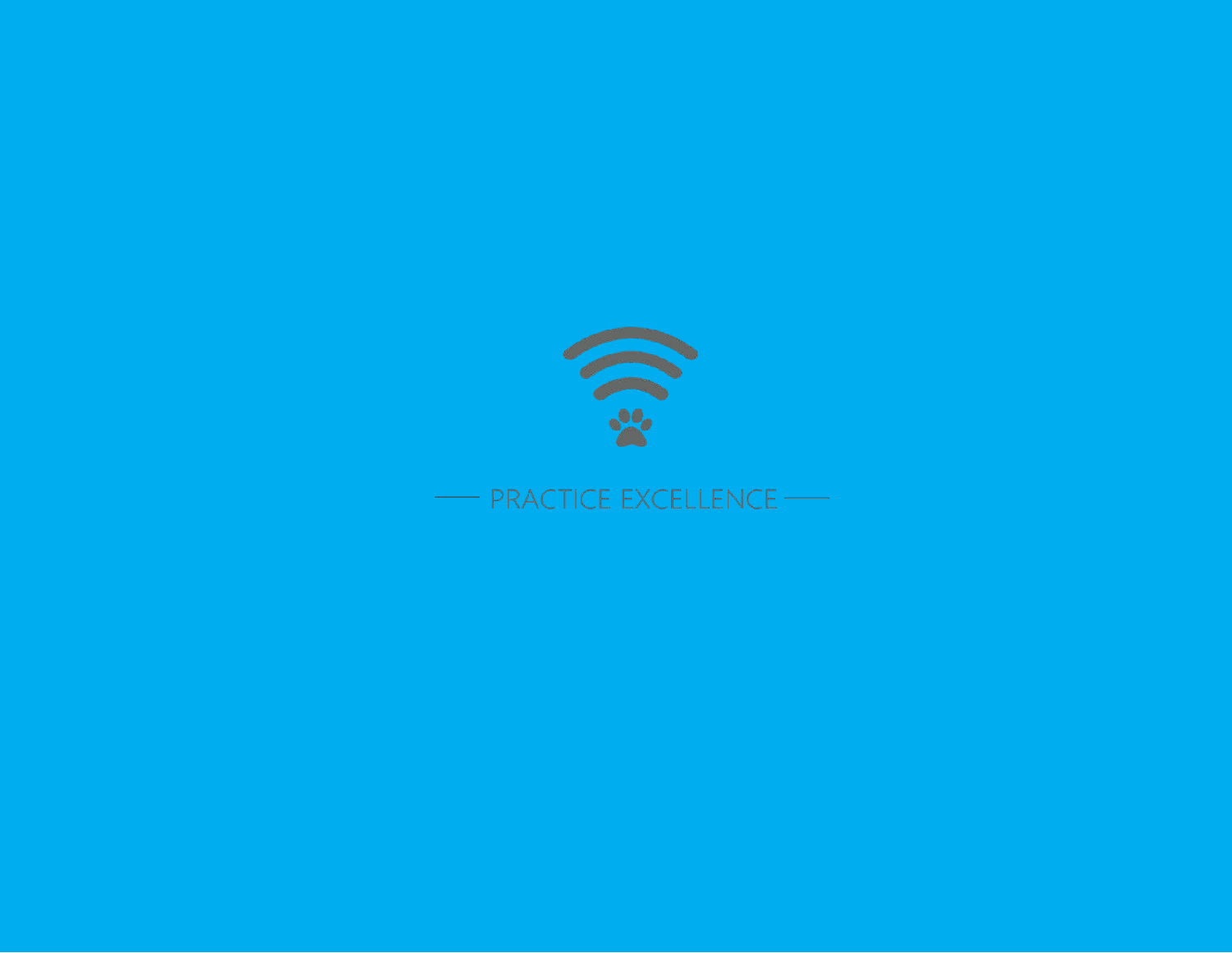PRACTICE EXCELLENCE